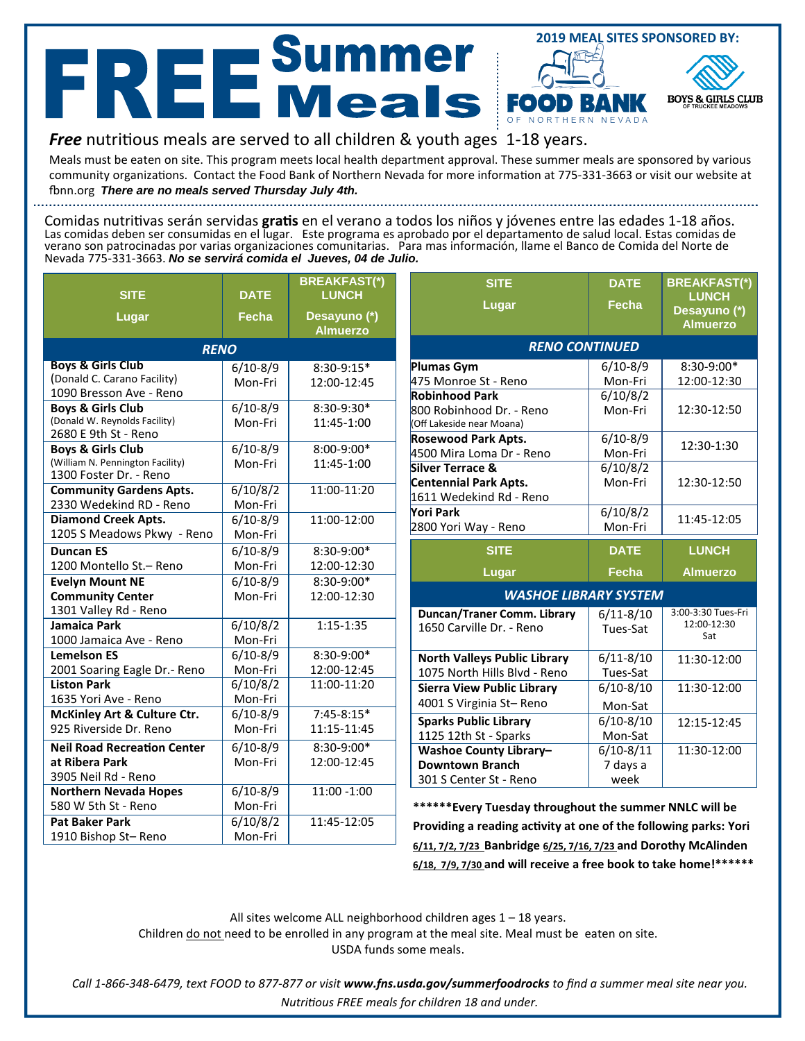# FREE Summer Meals

**2019 MEAL SITES SPONSORED BY:**

FOOD BANK OF NORTHERN NEVADA

BOYS & GIRLS CLUB OF TRUCKEE MEADOWS

***Free*** nutritious meals are served to all children & youth ages 1-18 years.

Meals must be eaten on site. This program meets local health department approval. These summer meals are sponsored by various community organizations. Contact the Food Bank of Northern Nevada for more information at 775-331-3663 or visit our website at fbnn.org ***There are no meals served Thursday July 4th.***

Comidas nutritivas serán servidas **gratis** en el verano a todos los niños y jóvenes entre las edades 1-18 años. Las comidas deben ser consumidas en el lugar. Este programa es aprobado por el departamento de salud local. Estas comidas de verano son patrocinadas por varias organizaciones comunitarias. Para mas información, llame el Banco de Comida del Norte de Nevada 775-331-3663. ***No se servirá comida el Jueves, 04 de Julio.***

| SITE / Lugar | DATE / Fecha | BREAKFAST(*) LUNCH / Desayuno (*) Almuerzo |
|---|---|---|
| ***RENO*** | | |
| **Boys & Girls Club** (Donald C. Carano Facility) 1090 Bresson Ave - Reno | 6/10-8/9 Mon-Fri | 8:30-9:15* 12:00-12:45 |
| **Boys & Girls Club** (Donald W. Reynolds Facility) 2680 E 9th St - Reno | 6/10-8/9 Mon-Fri | 8:30-9:30* 11:45-1:00 |
| **Boys & Girls Club** (William N. Pennington Facility) 1300 Foster Dr. - Reno | 6/10-8/9 Mon-Fri | 8:00-9:00* 11:45-1:00 |
| **Community Gardens Apts.** 2330 Wedekind RD - Reno | 6/10/8/2 Mon-Fri | 11:00-11:20 |
| **Diamond Creek Apts.** 1205 S Meadows Pkwy - Reno | 6/10-8/9 Mon-Fri | 11:00-12:00 |
| **Duncan ES** 1200 Montello St.– Reno | 6/10-8/9 Mon-Fri | 8:30-9:00* 12:00-12:30 |
| **Evelyn Mount NE Community Center** 1301 Valley Rd - Reno | 6/10-8/9 Mon-Fri | 8:30-9:00* 12:00-12:30 |
| **Jamaica Park** 1000 Jamaica Ave - Reno | 6/10/8/2 Mon-Fri | 1:15-1:35 |
| **Lemelson ES** 2001 Soaring Eagle Dr.- Reno | 6/10-8/9 Mon-Fri | 8:30-9:00* 12:00-12:45 |
| **Liston Park** 1635 Yori Ave - Reno | 6/10/8/2 Mon-Fri | 11:00-11:20 |
| **McKinley Art & Culture Ctr.** 925 Riverside Dr. Reno | 6/10-8/9 Mon-Fri | 7:45-8:15* 11:15-11:45 |
| **Neil Road Recreation Center at Ribera Park** 3905 Neil Rd - Reno | 6/10-8/9 Mon-Fri | 8:30-9:00* 12:00-12:45 |
| **Northern Nevada Hopes** 580 W 5th St - Reno | 6/10-8/9 Mon-Fri | 11:00 -1:00 |
| **Pat Baker Park** 1910 Bishop St– Reno | 6/10/8/2 Mon-Fri | 11:45-12:05 |
| ***RENO CONTINUED*** | | |
| **Plumas Gym** 475 Monroe St - Reno | 6/10-8/9 Mon-Fri | 8:30-9:00* 12:00-12:30 |
| **Robinhood Park** 800 Robinhood Dr. - Reno (Off Lakeside near Moana) | 6/10/8/2 Mon-Fri | 12:30-12:50 |
| **Rosewood Park Apts.** 4500 Mira Loma Dr - Reno | 6/10-8/9 Mon-Fri | 12:30-1:30 |
| **Silver Terrace & Centennial Park Apts.** 1611 Wedekind Rd - Reno | 6/10/8/2 Mon-Fri | 12:30-12:50 |
| **Yori Park** 2800 Yori Way - Reno | 6/10/8/2 Mon-Fri | 11:45-12:05 |

| SITE / Lugar | DATE / Fecha | LUNCH / Almuerzo |
|---|---|---|
| ***WASHOE LIBRARY SYSTEM*** | | |
| **Duncan/Traner Comm. Library** 1650 Carville Dr. - Reno | 6/11-8/10 Tues-Sat | 3:00-3:30 Tues-Fri 12:00-12:30 Sat |
| **North Valleys Public Library** 1075 North Hills Blvd - Reno | 6/11-8/10 Tues-Sat | 11:30-12:00 |
| **Sierra View Public Library** 4001 S Virginia St– Reno | 6/10-8/10 Mon-Sat | 11:30-12:00 |
| **Sparks Public Library** 1125 12th St - Sparks | 6/10-8/10 Mon-Sat | 12:15-12:45 |
| **Washoe County Library– Downtown Branch** 301 S Center St - Reno | 6/10-8/11 7 days a week | 11:30-12:00 |

**\*\*\*\*\*\*Every Tuesday throughout the summer NNLC will be Providing a reading activity at one of the following parks: Yori <u>6/11, 7/2, 7/23</u> Banbridge <u>6/25, 7/16, 7/23</u> and Dorothy McAlinden <u>6/18, 7/9, 7/30</u> and will receive a free book to take home!\*\*\*\*\*\***

All sites welcome ALL neighborhood children ages 1 – 18 years.
Children <u>do not</u> need to be enrolled in any program at the meal site. Meal must be eaten on site.
USDA funds some meals.

*Call 1-866-348-6479, text FOOD to 877-877 or visit **www.fns.usda.gov/summerfoodrocks** to find a summer meal site near you. Nutritious FREE meals for children 18 and under.*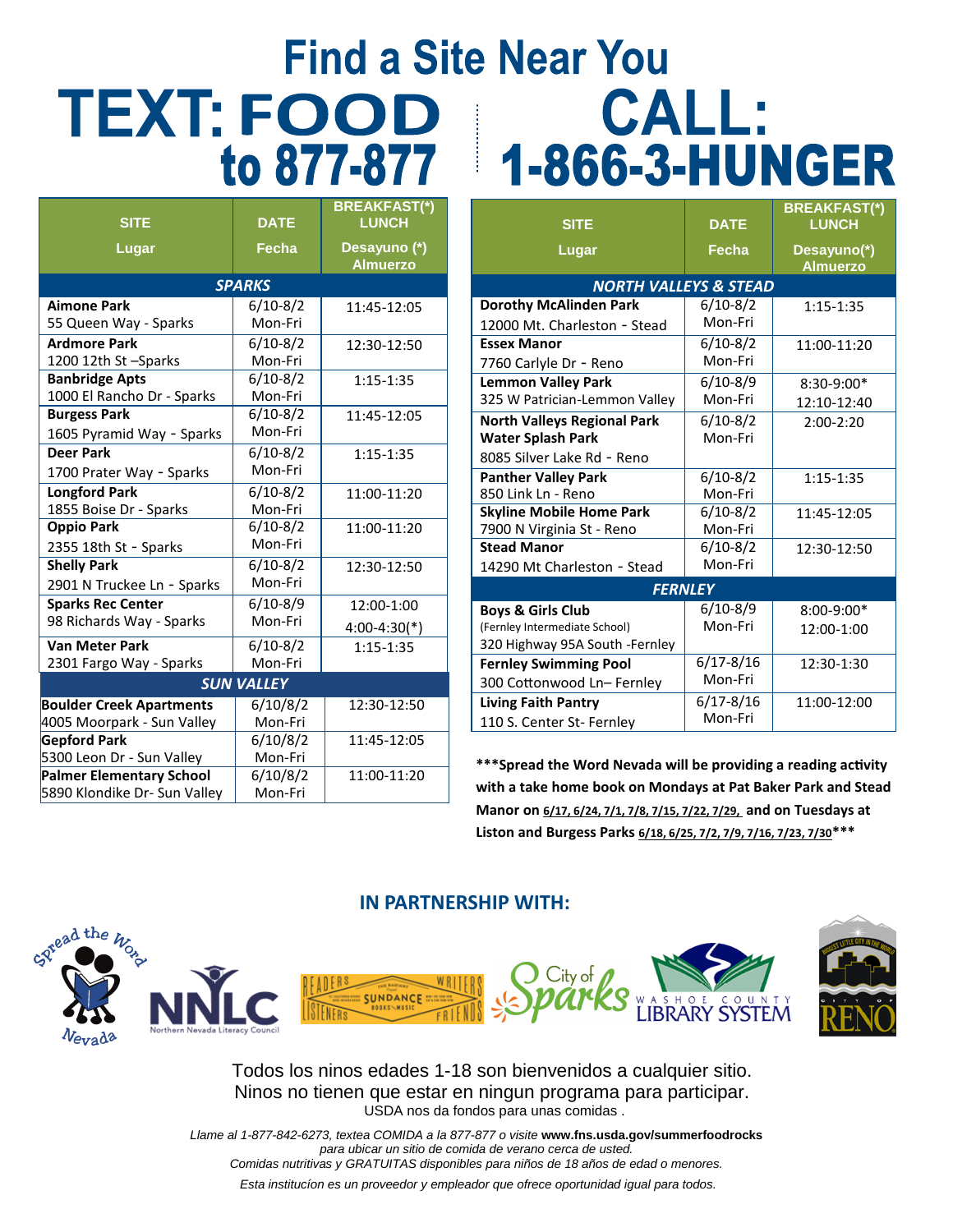# Find a Site Near You

**TEXT: FOOD to 877-877**

**CALL: 1-866-3-HUNGER**

| SITE<br>Lugar | DATE<br>Fecha | BREAKFAST(*) LUNCH<br>Desayuno (*) Almuerzo |
|---|---|---|
| ***SPARKS*** | | |
| **Aimone Park**<br>55 Queen Way - Sparks | 6/10-8/2<br>Mon-Fri | 11:45-12:05 |
| **Ardmore Park**<br>1200 12th St –Sparks | 6/10-8/2<br>Mon-Fri | 12:30-12:50 |
| **Banbridge Apts**<br>1000 El Rancho Dr - Sparks | 6/10-8/2<br>Mon-Fri | 1:15-1:35 |
| **Burgess Park**<br>1605 Pyramid Way - Sparks | 6/10-8/2<br>Mon-Fri | 11:45-12:05 |
| **Deer Park**<br>1700 Prater Way - Sparks | 6/10-8/2<br>Mon-Fri | 1:15-1:35 |
| **Longford Park**<br>1855 Boise Dr - Sparks | 6/10-8/2<br>Mon-Fri | 11:00-11:20 |
| **Oppio Park**<br>2355 18th St - Sparks | 6/10-8/2<br>Mon-Fri | 11:00-11:20 |
| **Shelly Park**<br>2901 N Truckee Ln - Sparks | 6/10-8/2<br>Mon-Fri | 12:30-12:50 |
| **Sparks Rec Center**<br>98 Richards Way - Sparks | 6/10-8/9<br>Mon-Fri | 12:00-1:00<br>4:00-4:30(*) |
| **Van Meter Park**<br>2301 Fargo Way - Sparks | 6/10-8/2<br>Mon-Fri | 1:15-1:35 |
| ***SUN VALLEY*** | | |
| **Boulder Creek Apartments**<br>4005 Moorpark - Sun Valley | 6/10/8/2<br>Mon-Fri | 12:30-12:50 |
| **Gepford Park**<br>5300 Leon Dr - Sun Valley | 6/10/8/2<br>Mon-Fri | 11:45-12:05 |
| **Palmer Elementary School**<br>5890 Klondike Dr- Sun Valley | 6/10/8/2<br>Mon-Fri | 11:00-11:20 |

| SITE<br>Lugar | DATE<br>Fecha | BREAKFAST(*) LUNCH<br>Desayuno(*) Almuerzo |
|---|---|---|
| ***NORTH VALLEYS & STEAD*** | | |
| **Dorothy McAlinden Park**<br>12000 Mt. Charleston - Stead | 6/10-8/2<br>Mon-Fri | 1:15-1:35 |
| **Essex Manor**<br>7760 Carlyle Dr - Reno | 6/10-8/2<br>Mon-Fri | 11:00-11:20 |
| **Lemmon Valley Park**<br>325 W Patrician-Lemmon Valley | 6/10-8/9<br>Mon-Fri | 8:30-9:00*<br>12:10-12:40 |
| **North Valleys Regional Park Water Splash Park**<br>8085 Silver Lake Rd – Reno | 6/10-8/2<br>Mon-Fri | 2:00-2:20 |
| **Panther Valley Park**<br>850 Link Ln - Reno | 6/10-8/2<br>Mon-Fri | 1:15-1:35 |
| **Skyline Mobile Home Park**<br>7900 N Virginia St - Reno | 6/10-8/2<br>Mon-Fri | 11:45-12:05 |
| **Stead Manor**<br>14290 Mt Charleston - Stead | 6/10-8/2<br>Mon-Fri | 12:30-12:50 |
| ***FERNLEY*** | | |
| **Boys & Girls Club**<br>(Fernley Intermediate School)<br>320 Highway 95A South -Fernley | 6/10-8/9<br>Mon-Fri | 8:00-9:00*<br>12:00-1:00 |
| **Fernley Swimming Pool**<br>300 Cottonwood Ln– Fernley | 6/17-8/16<br>Mon-Fri | 12:30-1:30 |
| **Living Faith Pantry**<br>110 S. Center St- Fernley | 6/17-8/16<br>Mon-Fri | 11:00-12:00 |

**\*\*\*Spread the Word Nevada will be providing a reading activity with a take home book on Mondays at Pat Baker Park and Stead Manor on <u>6/17, 6/24, 7/1, 7/8, 7/15, 7/22, 7/29,</u> and on Tuesdays at Liston and Burgess Parks <u>6/18, 6/25, 7/2, 7/9, 7/16, 7/23, 7/30</u>\*\*\***

## IN PARTNERSHIP WITH:

Spread the Word Nevada · NNLC Northern Nevada Literacy Council · Sundance Books and Music · City of Sparks · Washoe County Library System · City of Reno

Todos los ninos edades 1-18 son bienvenidos a cualquier sitio.
Ninos no tienen que estar en ningun programa para participar.
USDA nos da fondos para unas comidas .

*Llame al 1-877-842-6273, textea COMIDA a la 877-877 o visite* ***www.fns.usda.gov/summerfoodrocks*** *para ubicar un sitio de comida de verano cerca de usted.*
*Comidas nutritivas y GRATUITAS disponibles para niños de 18 años de edad o menores.*

*Esta institucíon es un proveedor y empleador que ofrece oportunidad igual para todos.*